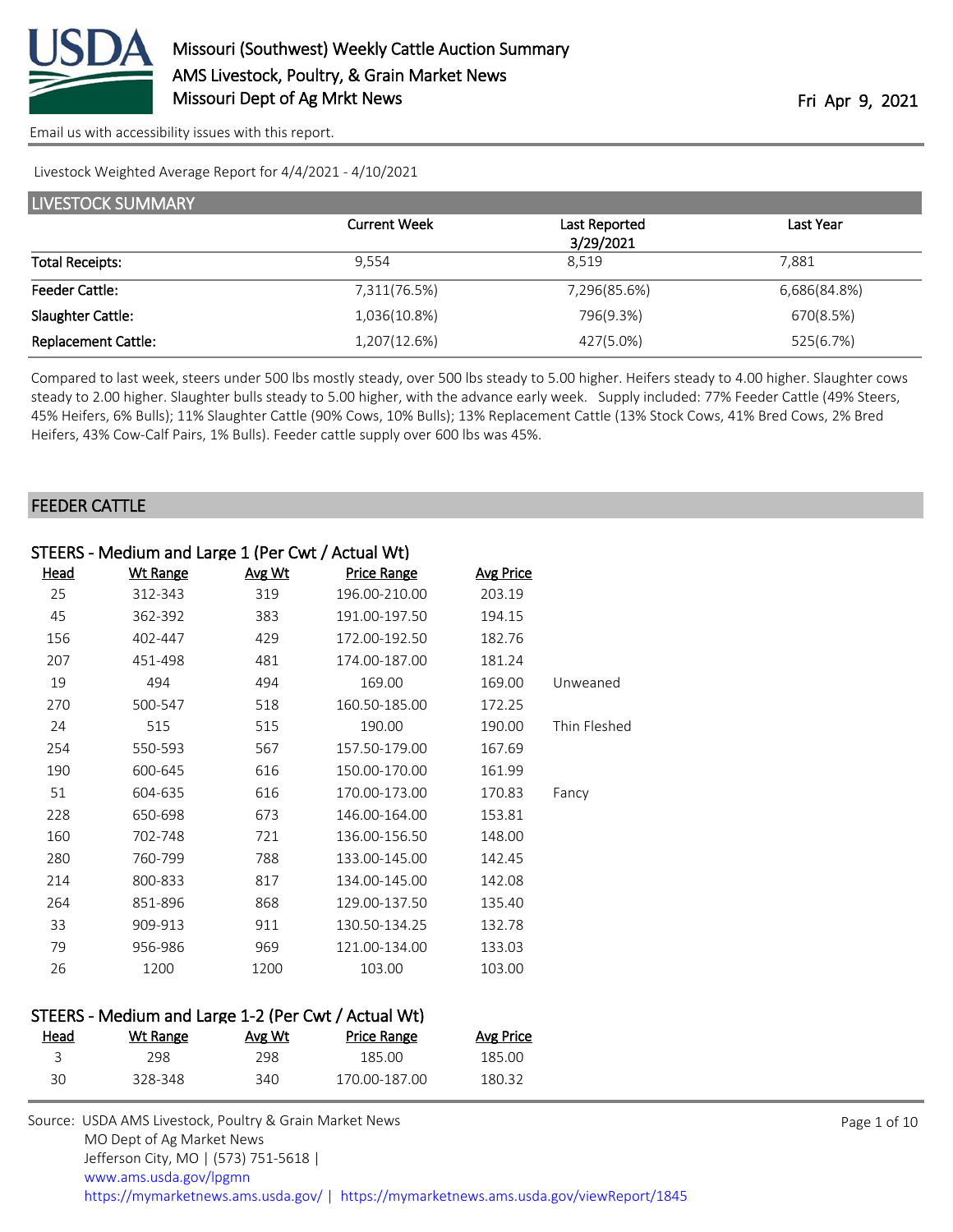# Missouri (Southwest) Weekly Cattle Auction Summary

AMS Livestock, Poultry, & Grain Market News
Missouri Dept of Ag Mrkt News

Fri Apr 9, 2021

Email us with accessibility issues with this report.

Livestock Weighted Average Report for 4/4/2021 - 4/10/2021

## LIVESTOCK SUMMARY

| | Current Week | Last Reported 3/29/2021 | Last Year |
|---|---|---|---|
| Total Receipts: | 9,554 | 8,519 | 7,881 |
| Feeder Cattle: | 7,311(76.5%) | 7,296(85.6%) | 6,686(84.8%) |
| Slaughter Cattle: | 1,036(10.8%) | 796(9.3%) | 670(8.5%) |
| Replacement Cattle: | 1,207(12.6%) | 427(5.0%) | 525(6.7%) |

Compared to last week, steers under 500 lbs mostly steady, over 500 lbs steady to 5.00 higher. Heifers steady to 4.00 higher. Slaughter cows steady to 2.00 higher. Slaughter bulls steady to 5.00 higher, with the advance early week. Supply included: 77% Feeder Cattle (49% Steers, 45% Heifers, 6% Bulls); 11% Slaughter Cattle (90% Cows, 10% Bulls); 13% Replacement Cattle (13% Stock Cows, 41% Bred Cows, 2% Bred Heifers, 43% Cow-Calf Pairs, 1% Bulls). Feeder cattle supply over 600 lbs was 45%.

## FEEDER CATTLE

### STEERS - Medium and Large 1 (Per Cwt / Actual Wt)

| Head | Wt Range | Avg Wt | Price Range | Avg Price | |
|---|---|---|---|---|---|
| 25 | 312-343 | 319 | 196.00-210.00 | 203.19 | |
| 45 | 362-392 | 383 | 191.00-197.50 | 194.15 | |
| 156 | 402-447 | 429 | 172.00-192.50 | 182.76 | |
| 207 | 451-498 | 481 | 174.00-187.00 | 181.24 | |
| 19 | 494 | 494 | 169.00 | 169.00 | Unweaned |
| 270 | 500-547 | 518 | 160.50-185.00 | 172.25 | |
| 24 | 515 | 515 | 190.00 | 190.00 | Thin Fleshed |
| 254 | 550-593 | 567 | 157.50-179.00 | 167.69 | |
| 190 | 600-645 | 616 | 150.00-170.00 | 161.99 | |
| 51 | 604-635 | 616 | 170.00-173.00 | 170.83 | Fancy |
| 228 | 650-698 | 673 | 146.00-164.00 | 153.81 | |
| 160 | 702-748 | 721 | 136.00-156.50 | 148.00 | |
| 280 | 760-799 | 788 | 133.00-145.00 | 142.45 | |
| 214 | 800-833 | 817 | 134.00-145.00 | 142.08 | |
| 264 | 851-896 | 868 | 129.00-137.50 | 135.40 | |
| 33 | 909-913 | 911 | 130.50-134.25 | 132.78 | |
| 79 | 956-986 | 969 | 121.00-134.00 | 133.03 | |
| 26 | 1200 | 1200 | 103.00 | 103.00 | |

### STEERS - Medium and Large 1-2 (Per Cwt / Actual Wt)

| Head | Wt Range | Avg Wt | Price Range | Avg Price |
|---|---|---|---|---|
| 3 | 298 | 298 | 185.00 | 185.00 |
| 30 | 328-348 | 340 | 170.00-187.00 | 180.32 |

Source: USDA AMS Livestock, Poultry & Grain Market News
MO Dept of Ag Market News
Jefferson City, MO | (573) 751-5618 |
www.ams.usda.gov/lpgmn
https://mymarketnews.ams.usda.gov/ | https://mymarketnews.ams.usda.gov/viewReport/1845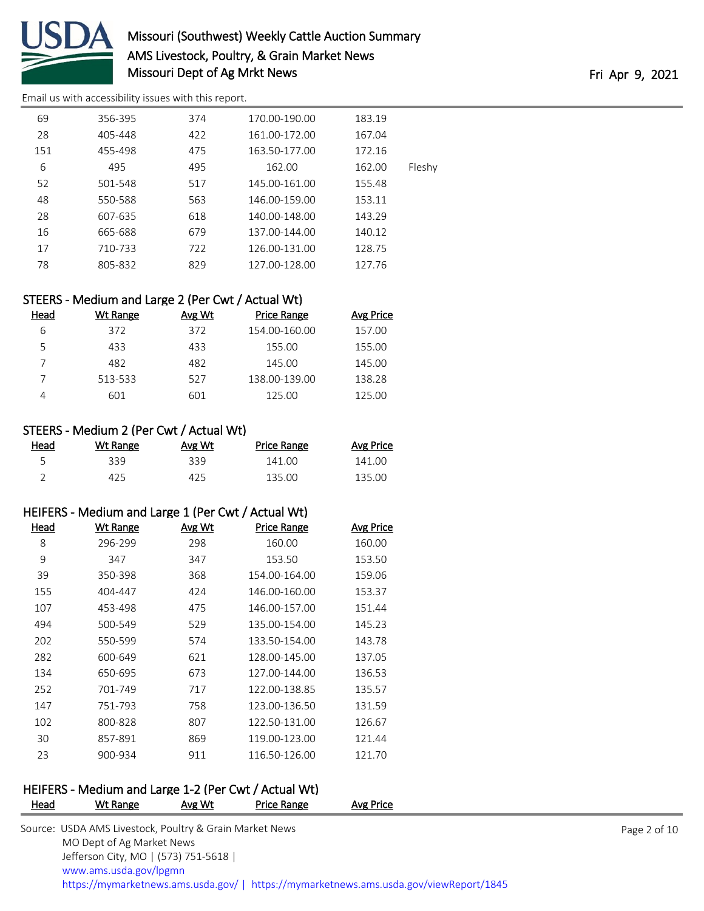| Head | Wt Range | Avg Wt | Price Range | Avg Price | |
|---|---|---|---|---|---|
| 69 | 356-395 | 374 | 170.00-190.00 | 183.19 | |
| 28 | 405-448 | 422 | 161.00-172.00 | 167.04 | |
| 151 | 455-498 | 475 | 163.50-177.00 | 172.16 | |
| 6 | 495 | 495 | 162.00 | 162.00 | Fleshy |
| 52 | 501-548 | 517 | 145.00-161.00 | 155.48 | |
| 48 | 550-588 | 563 | 146.00-159.00 | 153.11 | |
| 28 | 607-635 | 618 | 140.00-148.00 | 143.29 | |
| 16 | 665-688 | 679 | 137.00-144.00 | 140.12 | |
| 17 | 710-733 | 722 | 126.00-131.00 | 128.75 | |
| 78 | 805-832 | 829 | 127.00-128.00 | 127.76 | |

### STEERS - Medium and Large 2 (Per Cwt / Actual Wt)

| Head | Wt Range | Avg Wt | Price Range | Avg Price |
|---|---|---|---|---|
| 6 | 372 | 372 | 154.00-160.00 | 157.00 |
| 5 | 433 | 433 | 155.00 | 155.00 |
| 7 | 482 | 482 | 145.00 | 145.00 |
| 7 | 513-533 | 527 | 138.00-139.00 | 138.28 |
| 4 | 601 | 601 | 125.00 | 125.00 |

### STEERS - Medium 2 (Per Cwt / Actual Wt)

| Head | Wt Range | Avg Wt | Price Range | Avg Price |
|---|---|---|---|---|
| 5 | 339 | 339 | 141.00 | 141.00 |
| 2 | 425 | 425 | 135.00 | 135.00 |

### HEIFERS - Medium and Large 1 (Per Cwt / Actual Wt)

| Head | Wt Range | Avg Wt | Price Range | Avg Price |
|---|---|---|---|---|
| 8 | 296-299 | 298 | 160.00 | 160.00 |
| 9 | 347 | 347 | 153.50 | 153.50 |
| 39 | 350-398 | 368 | 154.00-164.00 | 159.06 |
| 155 | 404-447 | 424 | 146.00-160.00 | 153.37 |
| 107 | 453-498 | 475 | 146.00-157.00 | 151.44 |
| 494 | 500-549 | 529 | 135.00-154.00 | 145.23 |
| 202 | 550-599 | 574 | 133.50-154.00 | 143.78 |
| 282 | 600-649 | 621 | 128.00-145.00 | 137.05 |
| 134 | 650-695 | 673 | 127.00-144.00 | 136.53 |
| 252 | 701-749 | 717 | 122.00-138.85 | 135.57 |
| 147 | 751-793 | 758 | 123.00-136.50 | 131.59 |
| 102 | 800-828 | 807 | 122.50-131.00 | 126.67 |
| 30 | 857-891 | 869 | 119.00-123.00 | 121.44 |
| 23 | 900-934 | 911 | 116.50-126.00 | 121.70 |

### HEIFERS - Medium and Large 1-2 (Per Cwt / Actual Wt)

| Head | Wt Range | Avg Wt | Price Range | Avg Price |
|---|---|---|---|---|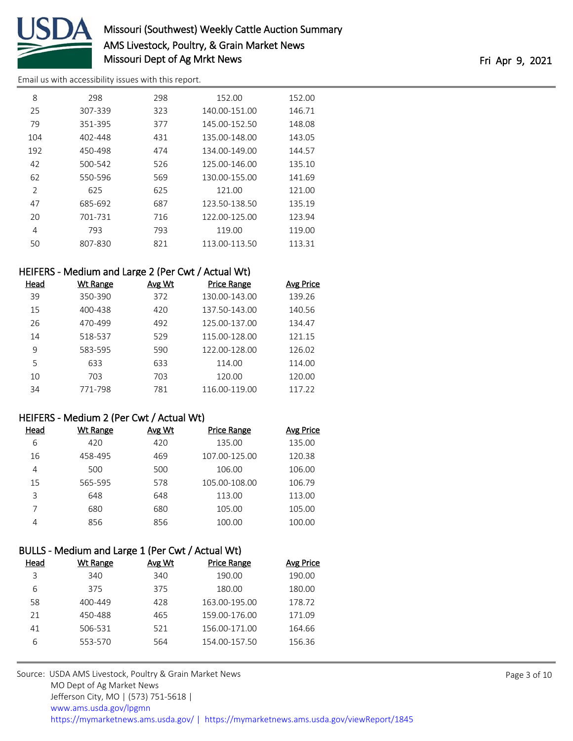Email us with accessibility issues with this report.

| Head | Wt Range | Avg Wt | Price Range | Avg Price |
|---|---|---|---|---|
| 8 | 298 | 298 | 152.00 | 152.00 |
| 25 | 307-339 | 323 | 140.00-151.00 | 146.71 |
| 79 | 351-395 | 377 | 145.00-152.50 | 148.08 |
| 104 | 402-448 | 431 | 135.00-148.00 | 143.05 |
| 192 | 450-498 | 474 | 134.00-149.00 | 144.57 |
| 42 | 500-542 | 526 | 125.00-146.00 | 135.10 |
| 62 | 550-596 | 569 | 130.00-155.00 | 141.69 |
| 2 | 625 | 625 | 121.00 | 121.00 |
| 47 | 685-692 | 687 | 123.50-138.50 | 135.19 |
| 20 | 701-731 | 716 | 122.00-125.00 | 123.94 |
| 4 | 793 | 793 | 119.00 | 119.00 |
| 50 | 807-830 | 821 | 113.00-113.50 | 113.31 |

## HEIFERS - Medium and Large 2 (Per Cwt / Actual Wt)

| Head | Wt Range | Avg Wt | Price Range | Avg Price |
|---|---|---|---|---|
| 39 | 350-390 | 372 | 130.00-143.00 | 139.26 |
| 15 | 400-438 | 420 | 137.50-143.00 | 140.56 |
| 26 | 470-499 | 492 | 125.00-137.00 | 134.47 |
| 14 | 518-537 | 529 | 115.00-128.00 | 121.15 |
| 9 | 583-595 | 590 | 122.00-128.00 | 126.02 |
| 5 | 633 | 633 | 114.00 | 114.00 |
| 10 | 703 | 703 | 120.00 | 120.00 |
| 34 | 771-798 | 781 | 116.00-119.00 | 117.22 |

## HEIFERS - Medium 2 (Per Cwt / Actual Wt)

| Head | Wt Range | Avg Wt | Price Range | Avg Price |
|---|---|---|---|---|
| 6 | 420 | 420 | 135.00 | 135.00 |
| 16 | 458-495 | 469 | 107.00-125.00 | 120.38 |
| 4 | 500 | 500 | 106.00 | 106.00 |
| 15 | 565-595 | 578 | 105.00-108.00 | 106.79 |
| 3 | 648 | 648 | 113.00 | 113.00 |
| 7 | 680 | 680 | 105.00 | 105.00 |
| 4 | 856 | 856 | 100.00 | 100.00 |

## BULLS - Medium and Large 1 (Per Cwt / Actual Wt)

| Head | Wt Range | Avg Wt | Price Range | Avg Price |
|---|---|---|---|---|
| 3 | 340 | 340 | 190.00 | 190.00 |
| 6 | 375 | 375 | 180.00 | 180.00 |
| 58 | 400-449 | 428 | 163.00-195.00 | 178.72 |
| 21 | 450-488 | 465 | 159.00-176.00 | 171.09 |
| 41 | 506-531 | 521 | 156.00-171.00 | 164.66 |
| 6 | 553-570 | 564 | 154.00-157.50 | 156.36 |

Source: USDA AMS Livestock, Poultry & Grain Market News
MO Dept of Ag Market News
Jefferson City, MO | (573) 751-5618 |
www.ams.usda.gov/lpgmn
https://mymarketnews.ams.usda.gov/ | https://mymarketnews.ams.usda.gov/viewReport/1845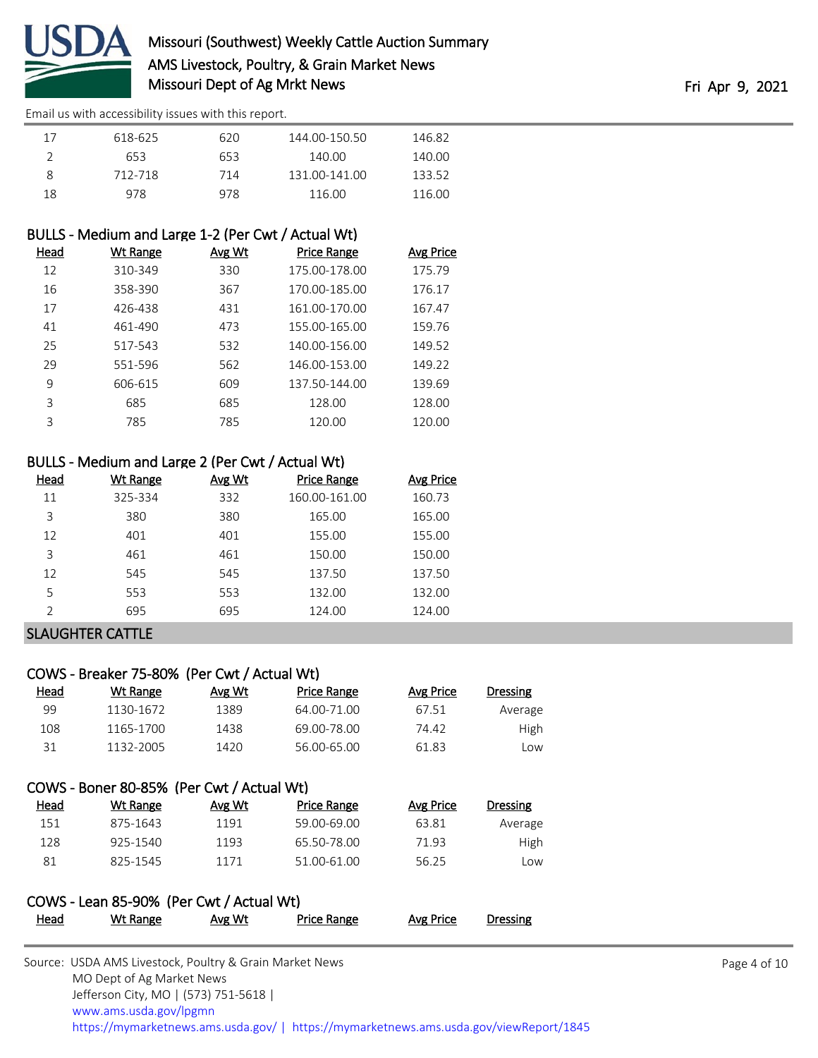| Head | Wt Range | Avg Wt | Price Range | Avg Price |
|---|---|---|---|---|
| 17 | 618-625 | 620 | 144.00-150.50 | 146.82 |
| 2 | 653 | 653 | 140.00 | 140.00 |
| 8 | 712-718 | 714 | 131.00-141.00 | 133.52 |
| 18 | 978 | 978 | 116.00 | 116.00 |

### BULLS - Medium and Large 1-2 (Per Cwt / Actual Wt)

| Head | Wt Range | Avg Wt | Price Range | Avg Price |
|---|---|---|---|---|
| 12 | 310-349 | 330 | 175.00-178.00 | 175.79 |
| 16 | 358-390 | 367 | 170.00-185.00 | 176.17 |
| 17 | 426-438 | 431 | 161.00-170.00 | 167.47 |
| 41 | 461-490 | 473 | 155.00-165.00 | 159.76 |
| 25 | 517-543 | 532 | 140.00-156.00 | 149.52 |
| 29 | 551-596 | 562 | 146.00-153.00 | 149.22 |
| 9 | 606-615 | 609 | 137.50-144.00 | 139.69 |
| 3 | 685 | 685 | 128.00 | 128.00 |
| 3 | 785 | 785 | 120.00 | 120.00 |

### BULLS - Medium and Large 2 (Per Cwt / Actual Wt)

| Head | Wt Range | Avg Wt | Price Range | Avg Price |
|---|---|---|---|---|
| 11 | 325-334 | 332 | 160.00-161.00 | 160.73 |
| 3 | 380 | 380 | 165.00 | 165.00 |
| 12 | 401 | 401 | 155.00 | 155.00 |
| 3 | 461 | 461 | 150.00 | 150.00 |
| 12 | 545 | 545 | 137.50 | 137.50 |
| 5 | 553 | 553 | 132.00 | 132.00 |
| 2 | 695 | 695 | 124.00 | 124.00 |

## SLAUGHTER CATTLE

### COWS - Breaker 75-80% (Per Cwt / Actual Wt)

| Head | Wt Range | Avg Wt | Price Range | Avg Price | Dressing |
|---|---|---|---|---|---|
| 99 | 1130-1672 | 1389 | 64.00-71.00 | 67.51 | Average |
| 108 | 1165-1700 | 1438 | 69.00-78.00 | 74.42 | High |
| 31 | 1132-2005 | 1420 | 56.00-65.00 | 61.83 | Low |

### COWS - Boner 80-85% (Per Cwt / Actual Wt)

| Head | Wt Range | Avg Wt | Price Range | Avg Price | Dressing |
|---|---|---|---|---|---|
| 151 | 875-1643 | 1191 | 59.00-69.00 | 63.81 | Average |
| 128 | 925-1540 | 1193 | 65.50-78.00 | 71.93 | High |
| 81 | 825-1545 | 1171 | 51.00-61.00 | 56.25 | Low |

### COWS - Lean 85-90% (Per Cwt / Actual Wt)

| Head | Wt Range | Avg Wt | Price Range | Avg Price | Dressing |
|---|---|---|---|---|---|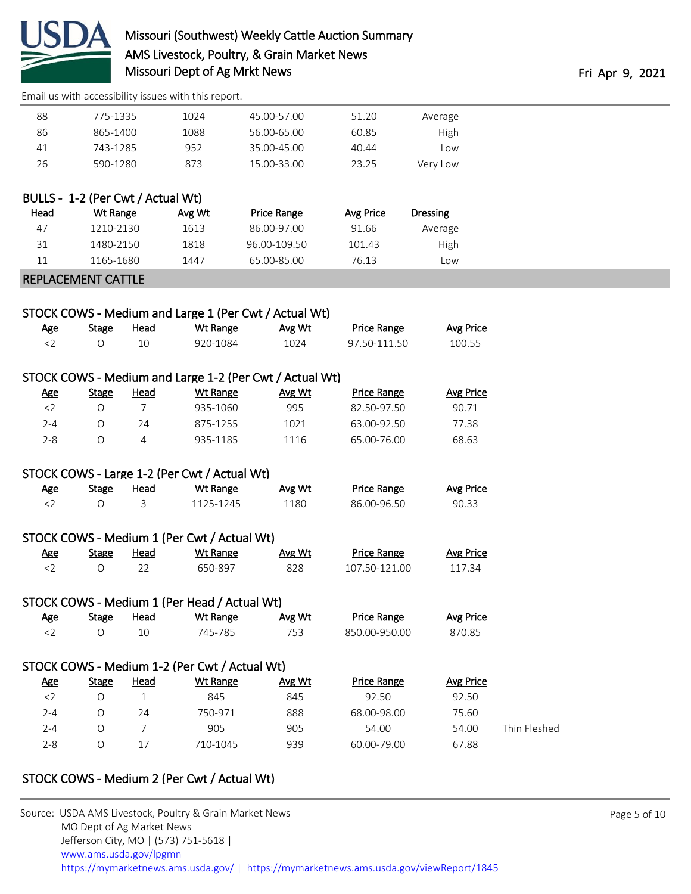| Head | Wt Range | Avg Wt | Price Range | Avg Price | Dressing |
|---|---|---|---|---|---|
| 88 | 775-1335 | 1024 | 45.00-57.00 | 51.20 | Average |
| 86 | 865-1400 | 1088 | 56.00-65.00 | 60.85 | High |
| 41 | 743-1285 | 952 | 35.00-45.00 | 40.44 | Low |
| 26 | 590-1280 | 873 | 15.00-33.00 | 23.25 | Very Low |

### BULLS - 1-2 (Per Cwt / Actual Wt)

| Head | Wt Range | Avg Wt | Price Range | Avg Price | Dressing |
|---|---|---|---|---|---|
| 47 | 1210-2130 | 1613 | 86.00-97.00 | 91.66 | Average |
| 31 | 1480-2150 | 1818 | 96.00-109.50 | 101.43 | High |
| 11 | 1165-1680 | 1447 | 65.00-85.00 | 76.13 | Low |

## REPLACEMENT CATTLE

### STOCK COWS - Medium and Large 1 (Per Cwt / Actual Wt)

| Age | Stage | Head | Wt Range | Avg Wt | Price Range | Avg Price |
|---|---|---|---|---|---|---|
| <2 | O | 10 | 920-1084 | 1024 | 97.50-111.50 | 100.55 |

### STOCK COWS - Medium and Large 1-2 (Per Cwt / Actual Wt)

| Age | Stage | Head | Wt Range | Avg Wt | Price Range | Avg Price |
|---|---|---|---|---|---|---|
| <2 | O | 7 | 935-1060 | 995 | 82.50-97.50 | 90.71 |
| 2-4 | O | 24 | 875-1255 | 1021 | 63.00-92.50 | 77.38 |
| 2-8 | O | 4 | 935-1185 | 1116 | 65.00-76.00 | 68.63 |

### STOCK COWS - Large 1-2 (Per Cwt / Actual Wt)

| Age | Stage | Head | Wt Range | Avg Wt | Price Range | Avg Price |
|---|---|---|---|---|---|---|
| <2 | O | 3 | 1125-1245 | 1180 | 86.00-96.50 | 90.33 |

### STOCK COWS - Medium 1 (Per Cwt / Actual Wt)

| Age | Stage | Head | Wt Range | Avg Wt | Price Range | Avg Price |
|---|---|---|---|---|---|---|
| <2 | O | 22 | 650-897 | 828 | 107.50-121.00 | 117.34 |

### STOCK COWS - Medium 1 (Per Head / Actual Wt)

| Age | Stage | Head | Wt Range | Avg Wt | Price Range | Avg Price |
|---|---|---|---|---|---|---|
| <2 | O | 10 | 745-785 | 753 | 850.00-950.00 | 870.85 |

### STOCK COWS - Medium 1-2 (Per Cwt / Actual Wt)

| Age | Stage | Head | Wt Range | Avg Wt | Price Range | Avg Price | |
|---|---|---|---|---|---|---|---|
| <2 | O | 1 | 845 | 845 | 92.50 | 92.50 | |
| 2-4 | O | 24 | 750-971 | 888 | 68.00-98.00 | 75.60 | |
| 2-4 | O | 7 | 905 | 905 | 54.00 | 54.00 | Thin Fleshed |
| 2-8 | O | 17 | 710-1045 | 939 | 60.00-79.00 | 67.88 | |

### STOCK COWS - Medium 2 (Per Cwt / Actual Wt)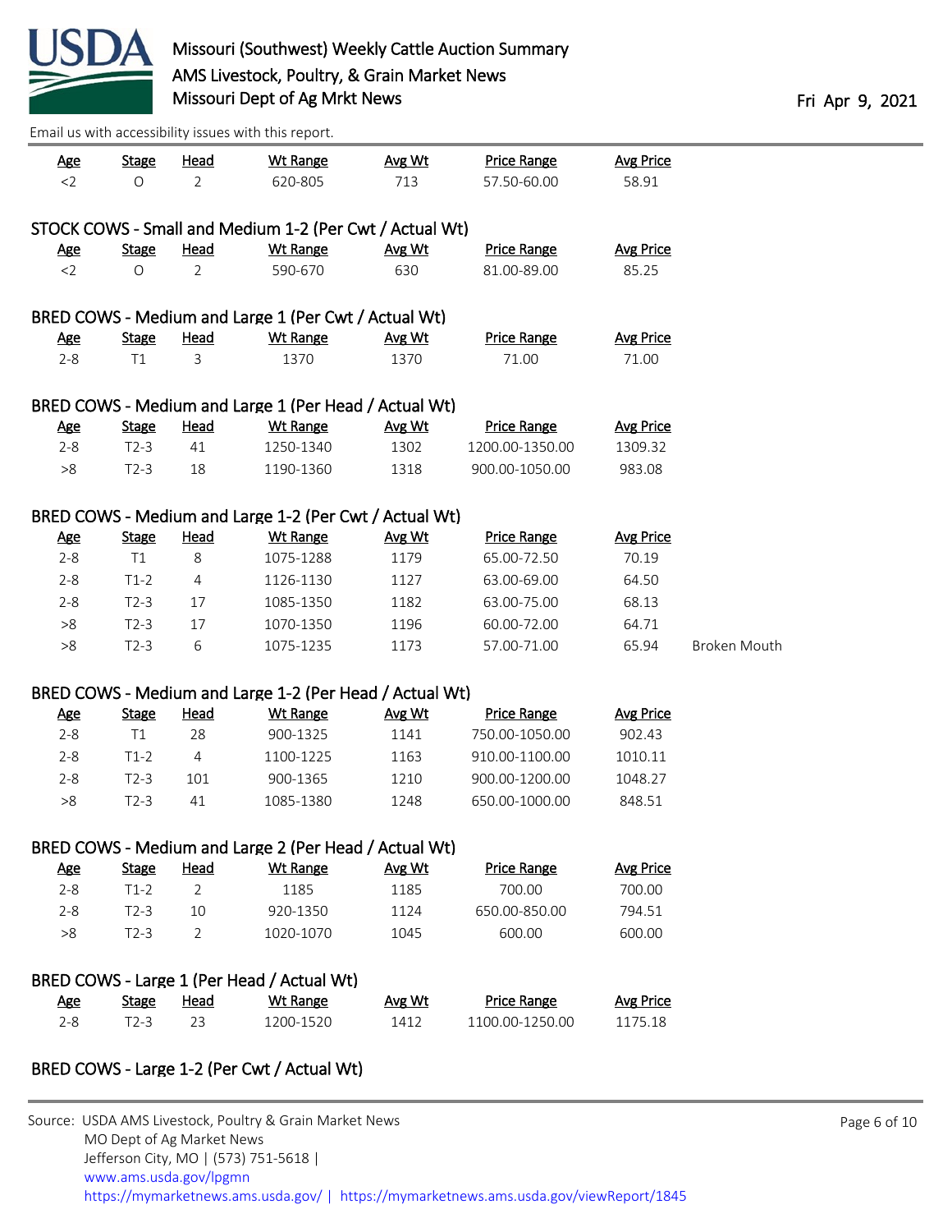| Age | Stage | Head | Wt Range | Avg Wt | Price Range | Avg Price |
|---|---|---|---|---|---|---|
| <2 | O | 2 | 620-805 | 713 | 57.50-60.00 | 58.91 |

### STOCK COWS - Small and Medium 1-2 (Per Cwt / Actual Wt)

| Age | Stage | Head | Wt Range | Avg Wt | Price Range | Avg Price |
|---|---|---|---|---|---|---|
| <2 | O | 2 | 590-670 | 630 | 81.00-89.00 | 85.25 |

### BRED COWS - Medium and Large 1 (Per Cwt / Actual Wt)

| Age | Stage | Head | Wt Range | Avg Wt | Price Range | Avg Price |
|---|---|---|---|---|---|---|
| 2-8 | T1 | 3 | 1370 | 1370 | 71.00 | 71.00 |

### BRED COWS - Medium and Large 1 (Per Head / Actual Wt)

| Age | Stage | Head | Wt Range | Avg Wt | Price Range | Avg Price |
|---|---|---|---|---|---|---|
| 2-8 | T2-3 | 41 | 1250-1340 | 1302 | 1200.00-1350.00 | 1309.32 |
| >8 | T2-3 | 18 | 1190-1360 | 1318 | 900.00-1050.00 | 983.08 |

### BRED COWS - Medium and Large 1-2 (Per Cwt / Actual Wt)

| Age | Stage | Head | Wt Range | Avg Wt | Price Range | Avg Price | |
|---|---|---|---|---|---|---|---|
| 2-8 | T1 | 8 | 1075-1288 | 1179 | 65.00-72.50 | 70.19 | |
| 2-8 | T1-2 | 4 | 1126-1130 | 1127 | 63.00-69.00 | 64.50 | |
| 2-8 | T2-3 | 17 | 1085-1350 | 1182 | 63.00-75.00 | 68.13 | |
| >8 | T2-3 | 17 | 1070-1350 | 1196 | 60.00-72.00 | 64.71 | |
| >8 | T2-3 | 6 | 1075-1235 | 1173 | 57.00-71.00 | 65.94 | Broken Mouth |

### BRED COWS - Medium and Large 1-2 (Per Head / Actual Wt)

| Age | Stage | Head | Wt Range | Avg Wt | Price Range | Avg Price |
|---|---|---|---|---|---|---|
| 2-8 | T1 | 28 | 900-1325 | 1141 | 750.00-1050.00 | 902.43 |
| 2-8 | T1-2 | 4 | 1100-1225 | 1163 | 910.00-1100.00 | 1010.11 |
| 2-8 | T2-3 | 101 | 900-1365 | 1210 | 900.00-1200.00 | 1048.27 |
| >8 | T2-3 | 41 | 1085-1380 | 1248 | 650.00-1000.00 | 848.51 |

### BRED COWS - Medium and Large 2 (Per Head / Actual Wt)

| Age | Stage | Head | Wt Range | Avg Wt | Price Range | Avg Price |
|---|---|---|---|---|---|---|
| 2-8 | T1-2 | 2 | 1185 | 1185 | 700.00 | 700.00 |
| 2-8 | T2-3 | 10 | 920-1350 | 1124 | 650.00-850.00 | 794.51 |
| >8 | T2-3 | 2 | 1020-1070 | 1045 | 600.00 | 600.00 |

### BRED COWS - Large 1 (Per Head / Actual Wt)

| Age | Stage | Head | Wt Range | Avg Wt | Price Range | Avg Price |
|---|---|---|---|---|---|---|
| 2-8 | T2-3 | 23 | 1200-1520 | 1412 | 1100.00-1250.00 | 1175.18 |

### BRED COWS - Large 1-2 (Per Cwt / Actual Wt)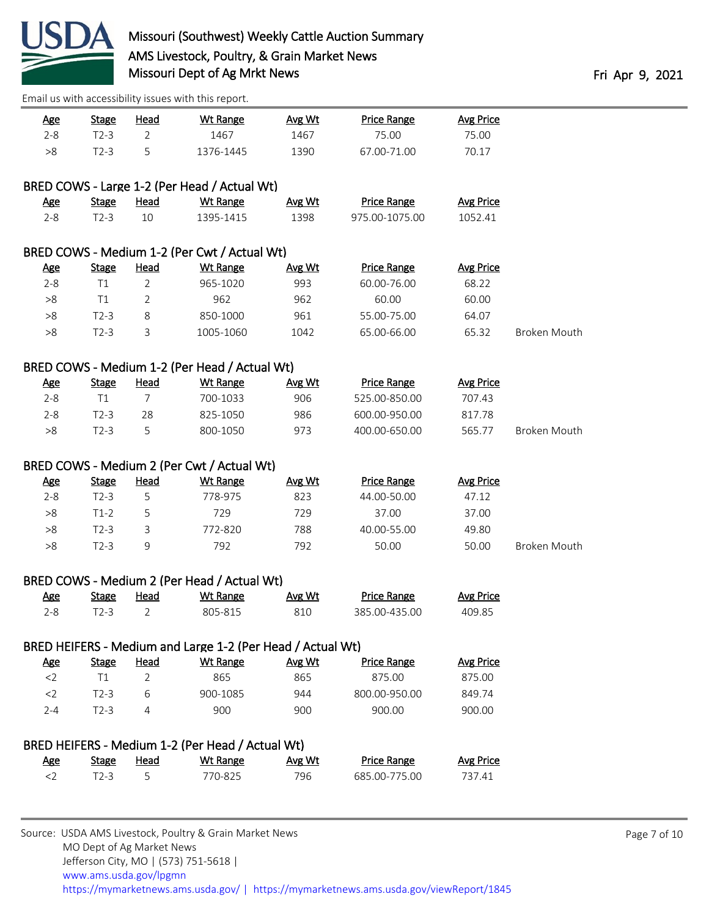| Age | Stage | Head | Wt Range | Avg Wt | Price Range | Avg Price | |
|---|---|---|---|---|---|---|---|
| 2-8 | T2-3 | 2 | 1467 | 1467 | 75.00 | 75.00 | |
| >8 | T2-3 | 5 | 1376-1445 | 1390 | 67.00-71.00 | 70.17 | |

### BRED COWS - Large 1-2 (Per Head / Actual Wt)

| Age | Stage | Head | Wt Range | Avg Wt | Price Range | Avg Price | |
|---|---|---|---|---|---|---|---|
| 2-8 | T2-3 | 10 | 1395-1415 | 1398 | 975.00-1075.00 | 1052.41 | |

### BRED COWS - Medium 1-2 (Per Cwt / Actual Wt)

| Age | Stage | Head | Wt Range | Avg Wt | Price Range | Avg Price | |
|---|---|---|---|---|---|---|---|
| 2-8 | T1 | 2 | 965-1020 | 993 | 60.00-76.00 | 68.22 | |
| >8 | T1 | 2 | 962 | 962 | 60.00 | 60.00 | |
| >8 | T2-3 | 8 | 850-1000 | 961 | 55.00-75.00 | 64.07 | |
| >8 | T2-3 | 3 | 1005-1060 | 1042 | 65.00-66.00 | 65.32 | Broken Mouth |

### BRED COWS - Medium 1-2 (Per Head / Actual Wt)

| Age | Stage | Head | Wt Range | Avg Wt | Price Range | Avg Price | |
|---|---|---|---|---|---|---|---|
| 2-8 | T1 | 7 | 700-1033 | 906 | 525.00-850.00 | 707.43 | |
| 2-8 | T2-3 | 28 | 825-1050 | 986 | 600.00-950.00 | 817.78 | |
| >8 | T2-3 | 5 | 800-1050 | 973 | 400.00-650.00 | 565.77 | Broken Mouth |

### BRED COWS - Medium 2 (Per Cwt / Actual Wt)

| Age | Stage | Head | Wt Range | Avg Wt | Price Range | Avg Price | |
|---|---|---|---|---|---|---|---|
| 2-8 | T2-3 | 5 | 778-975 | 823 | 44.00-50.00 | 47.12 | |
| >8 | T1-2 | 5 | 729 | 729 | 37.00 | 37.00 | |
| >8 | T2-3 | 3 | 772-820 | 788 | 40.00-55.00 | 49.80 | |
| >8 | T2-3 | 9 | 792 | 792 | 50.00 | 50.00 | Broken Mouth |

### BRED COWS - Medium 2 (Per Head / Actual Wt)

| Age | Stage | Head | Wt Range | Avg Wt | Price Range | Avg Price | |
|---|---|---|---|---|---|---|---|
| 2-8 | T2-3 | 2 | 805-815 | 810 | 385.00-435.00 | 409.85 | |

### BRED HEIFERS - Medium and Large 1-2 (Per Head / Actual Wt)

| Age | Stage | Head | Wt Range | Avg Wt | Price Range | Avg Price | |
|---|---|---|---|---|---|---|---|
| <2 | T1 | 2 | 865 | 865 | 875.00 | 875.00 | |
| <2 | T2-3 | 6 | 900-1085 | 944 | 800.00-950.00 | 849.74 | |
| 2-4 | T2-3 | 4 | 900 | 900 | 900.00 | 900.00 | |

### BRED HEIFERS - Medium 1-2 (Per Head / Actual Wt)

| Age | Stage | Head | Wt Range | Avg Wt | Price Range | Avg Price | |
|---|---|---|---|---|---|---|---|
| <2 | T2-3 | 5 | 770-825 | 796 | 685.00-775.00 | 737.41 | |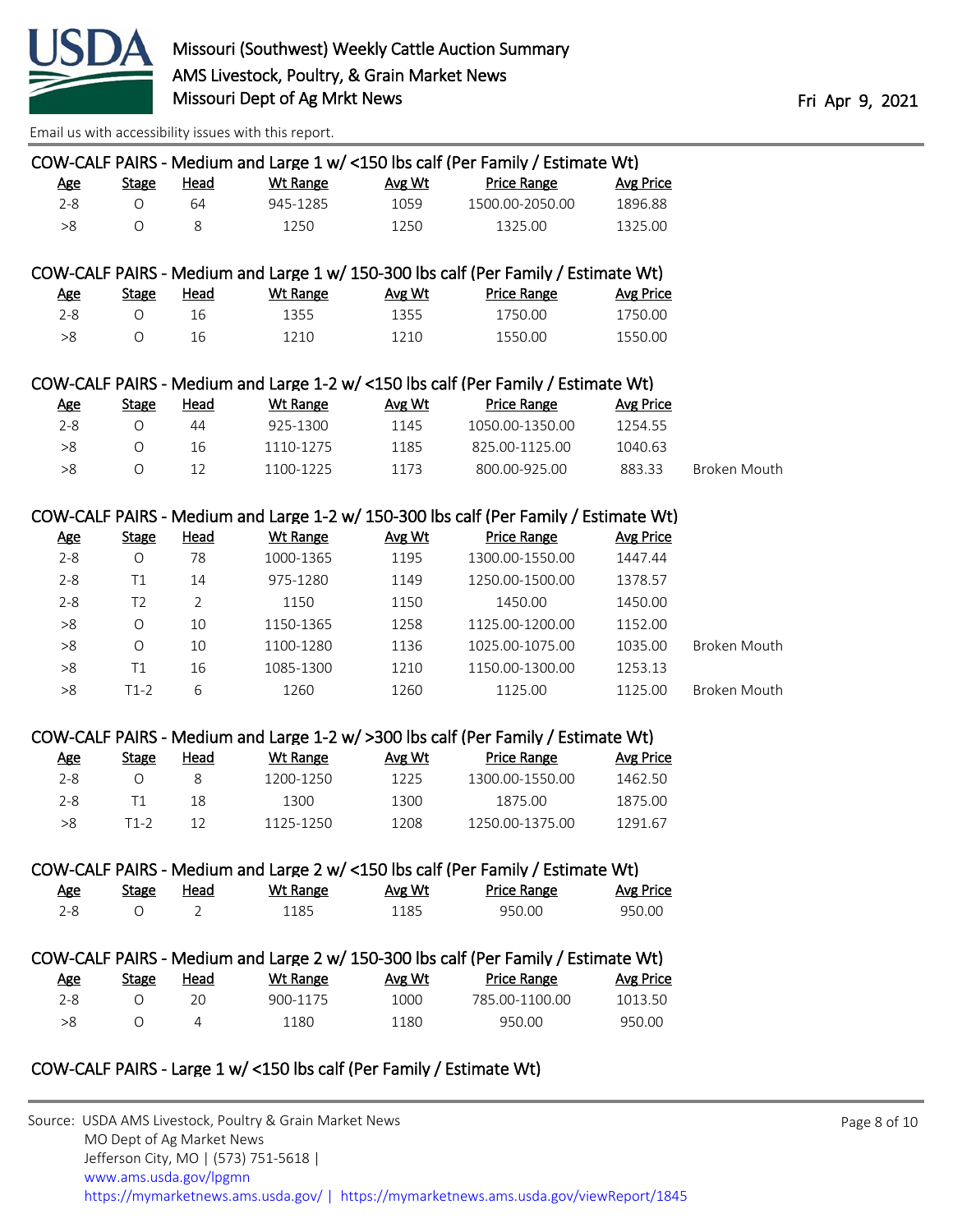Email us with accessibility issues with this report.

### COW-CALF PAIRS - Medium and Large 1 w/ <150 lbs calf (Per Family / Estimate Wt)

| Age | Stage | Head | Wt Range | Avg Wt | Price Range | Avg Price | |
|---|---|---|---|---|---|---|---|
| 2-8 | O | 64 | 945-1285 | 1059 | 1500.00-2050.00 | 1896.88 | |
| >8 | O | 8 | 1250 | 1250 | 1325.00 | 1325.00 | |

### COW-CALF PAIRS - Medium and Large 1 w/ 150-300 lbs calf (Per Family / Estimate Wt)

| Age | Stage | Head | Wt Range | Avg Wt | Price Range | Avg Price | |
|---|---|---|---|---|---|---|---|
| 2-8 | O | 16 | 1355 | 1355 | 1750.00 | 1750.00 | |
| >8 | O | 16 | 1210 | 1210 | 1550.00 | 1550.00 | |

### COW-CALF PAIRS - Medium and Large 1-2 w/ <150 lbs calf (Per Family / Estimate Wt)

| Age | Stage | Head | Wt Range | Avg Wt | Price Range | Avg Price | |
|---|---|---|---|---|---|---|---|
| 2-8 | O | 44 | 925-1300 | 1145 | 1050.00-1350.00 | 1254.55 | |
| >8 | O | 16 | 1110-1275 | 1185 | 825.00-1125.00 | 1040.63 | |
| >8 | O | 12 | 1100-1225 | 1173 | 800.00-925.00 | 883.33 | Broken Mouth |

### COW-CALF PAIRS - Medium and Large 1-2 w/ 150-300 lbs calf (Per Family / Estimate Wt)

| Age | Stage | Head | Wt Range | Avg Wt | Price Range | Avg Price | |
|---|---|---|---|---|---|---|---|
| 2-8 | O | 78 | 1000-1365 | 1195 | 1300.00-1550.00 | 1447.44 | |
| 2-8 | T1 | 14 | 975-1280 | 1149 | 1250.00-1500.00 | 1378.57 | |
| 2-8 | T2 | 2 | 1150 | 1150 | 1450.00 | 1450.00 | |
| >8 | O | 10 | 1150-1365 | 1258 | 1125.00-1200.00 | 1152.00 | |
| >8 | O | 10 | 1100-1280 | 1136 | 1025.00-1075.00 | 1035.00 | Broken Mouth |
| >8 | T1 | 16 | 1085-1300 | 1210 | 1150.00-1300.00 | 1253.13 | |
| >8 | T1-2 | 6 | 1260 | 1260 | 1125.00 | 1125.00 | Broken Mouth |

### COW-CALF PAIRS - Medium and Large 1-2 w/ >300 lbs calf (Per Family / Estimate Wt)

| Age | Stage | Head | Wt Range | Avg Wt | Price Range | Avg Price | |
|---|---|---|---|---|---|---|---|
| 2-8 | O | 8 | 1200-1250 | 1225 | 1300.00-1550.00 | 1462.50 | |
| 2-8 | T1 | 18 | 1300 | 1300 | 1875.00 | 1875.00 | |
| >8 | T1-2 | 12 | 1125-1250 | 1208 | 1250.00-1375.00 | 1291.67 | |

### COW-CALF PAIRS - Medium and Large 2 w/ <150 lbs calf (Per Family / Estimate Wt)

| Age | Stage | Head | Wt Range | Avg Wt | Price Range | Avg Price | |
|---|---|---|---|---|---|---|---|
| 2-8 | O | 2 | 1185 | 1185 | 950.00 | 950.00 | |

### COW-CALF PAIRS - Medium and Large 2 w/ 150-300 lbs calf (Per Family / Estimate Wt)

| Age | Stage | Head | Wt Range | Avg Wt | Price Range | Avg Price | |
|---|---|---|---|---|---|---|---|
| 2-8 | O | 20 | 900-1175 | 1000 | 785.00-1100.00 | 1013.50 | |
| >8 | O | 4 | 1180 | 1180 | 950.00 | 950.00 | |

### COW-CALF PAIRS - Large 1 w/ <150 lbs calf (Per Family / Estimate Wt)

Source: USDA AMS Livestock, Poultry & Grain Market News
MO Dept of Ag Market News
Jefferson City, MO | (573) 751-5618 |
www.ams.usda.gov/lpgmn
https://mymarketnews.ams.usda.gov/ | https://mymarketnews.ams.usda.gov/viewReport/1845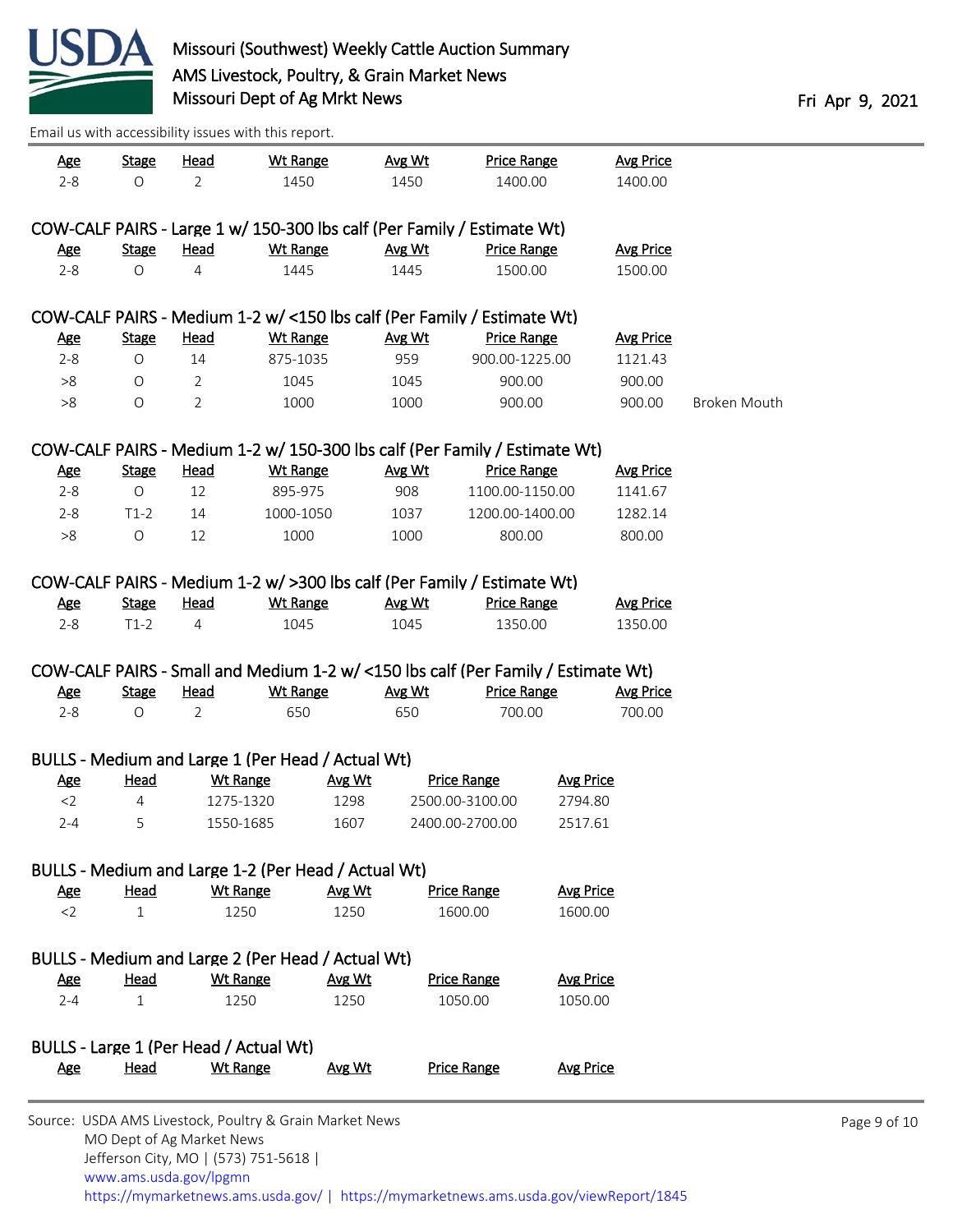| Age | Stage | Head | Wt Range | Avg Wt | Price Range | Avg Price |
|---|---|---|---|---|---|---|
| 2-8 | O | 2 | 1450 | 1450 | 1400.00 | 1400.00 |

### COW-CALF PAIRS - Large 1 w/ 150-300 lbs calf (Per Family / Estimate Wt)

| Age | Stage | Head | Wt Range | Avg Wt | Price Range | Avg Price |
|---|---|---|---|---|---|---|
| 2-8 | O | 4 | 1445 | 1445 | 1500.00 | 1500.00 |

### COW-CALF PAIRS - Medium 1-2 w/ <150 lbs calf (Per Family / Estimate Wt)

| Age | Stage | Head | Wt Range | Avg Wt | Price Range | Avg Price | |
|---|---|---|---|---|---|---|---|
| 2-8 | O | 14 | 875-1035 | 959 | 900.00-1225.00 | 1121.43 | |
| >8 | O | 2 | 1045 | 1045 | 900.00 | 900.00 | |
| >8 | O | 2 | 1000 | 1000 | 900.00 | 900.00 | Broken Mouth |

### COW-CALF PAIRS - Medium 1-2 w/ 150-300 lbs calf (Per Family / Estimate Wt)

| Age | Stage | Head | Wt Range | Avg Wt | Price Range | Avg Price |
|---|---|---|---|---|---|---|
| 2-8 | O | 12 | 895-975 | 908 | 1100.00-1150.00 | 1141.67 |
| 2-8 | T1-2 | 14 | 1000-1050 | 1037 | 1200.00-1400.00 | 1282.14 |
| >8 | O | 12 | 1000 | 1000 | 800.00 | 800.00 |

### COW-CALF PAIRS - Medium 1-2 w/ >300 lbs calf (Per Family / Estimate Wt)

| Age | Stage | Head | Wt Range | Avg Wt | Price Range | Avg Price |
|---|---|---|---|---|---|---|
| 2-8 | T1-2 | 4 | 1045 | 1045 | 1350.00 | 1350.00 |

### COW-CALF PAIRS - Small and Medium 1-2 w/ <150 lbs calf (Per Family / Estimate Wt)

| Age | Stage | Head | Wt Range | Avg Wt | Price Range | Avg Price |
|---|---|---|---|---|---|---|
| 2-8 | O | 2 | 650 | 650 | 700.00 | 700.00 |

### BULLS - Medium and Large 1 (Per Head / Actual Wt)

| Age | Head | Wt Range | Avg Wt | Price Range | Avg Price |
|---|---|---|---|---|---|
| <2 | 4 | 1275-1320 | 1298 | 2500.00-3100.00 | 2794.80 |
| 2-4 | 5 | 1550-1685 | 1607 | 2400.00-2700.00 | 2517.61 |

### BULLS - Medium and Large 1-2 (Per Head / Actual Wt)

| Age | Head | Wt Range | Avg Wt | Price Range | Avg Price |
|---|---|---|---|---|---|
| <2 | 1 | 1250 | 1250 | 1600.00 | 1600.00 |

### BULLS - Medium and Large 2 (Per Head / Actual Wt)

| Age | Head | Wt Range | Avg Wt | Price Range | Avg Price |
|---|---|---|---|---|---|
| 2-4 | 1 | 1250 | 1250 | 1050.00 | 1050.00 |

### BULLS - Large 1 (Per Head / Actual Wt)

| Age | Head | Wt Range | Avg Wt | Price Range | Avg Price |
|---|---|---|---|---|---|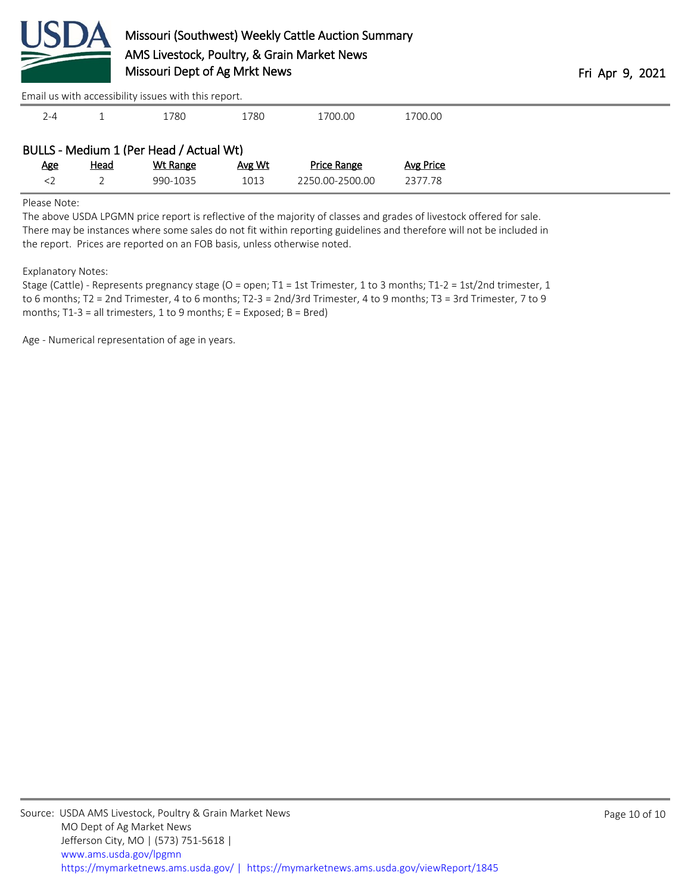| | | | | | |
|---|---|---|---|---|---|
| 2-4 | 1 | 1780 | 1780 | 1700.00 | 1700.00 |

### BULLS - Medium 1 (Per Head / Actual Wt)

| Age | Head | Wt Range | Avg Wt | Price Range | Avg Price |
|---|---|---|---|---|---|
| <2 | 2 | 990-1035 | 1013 | 2250.00-2500.00 | 2377.78 |

Please Note:

The above USDA LPGMN price report is reflective of the majority of classes and grades of livestock offered for sale. There may be instances where some sales do not fit within reporting guidelines and therefore will not be included in the report. Prices are reported on an FOB basis, unless otherwise noted.

Explanatory Notes:

Stage (Cattle) - Represents pregnancy stage (O = open; T1 = 1st Trimester, 1 to 3 months; T1-2 = 1st/2nd trimester, 1 to 6 months; T2 = 2nd Trimester, 4 to 6 months; T2-3 = 2nd/3rd Trimester, 4 to 9 months; T3 = 3rd Trimester, 7 to 9 months; T1-3 = all trimesters, 1 to 9 months; E = Exposed; B = Bred)

Age - Numerical representation of age in years.

Source: USDA AMS Livestock, Poultry & Grain Market News
MO Dept of Ag Market News
Jefferson City, MO | (573) 751-5618 |
www.ams.usda.gov/lpgmn
https://mymarketnews.ams.usda.gov/ | https://mymarketnews.ams.usda.gov/viewReport/1845